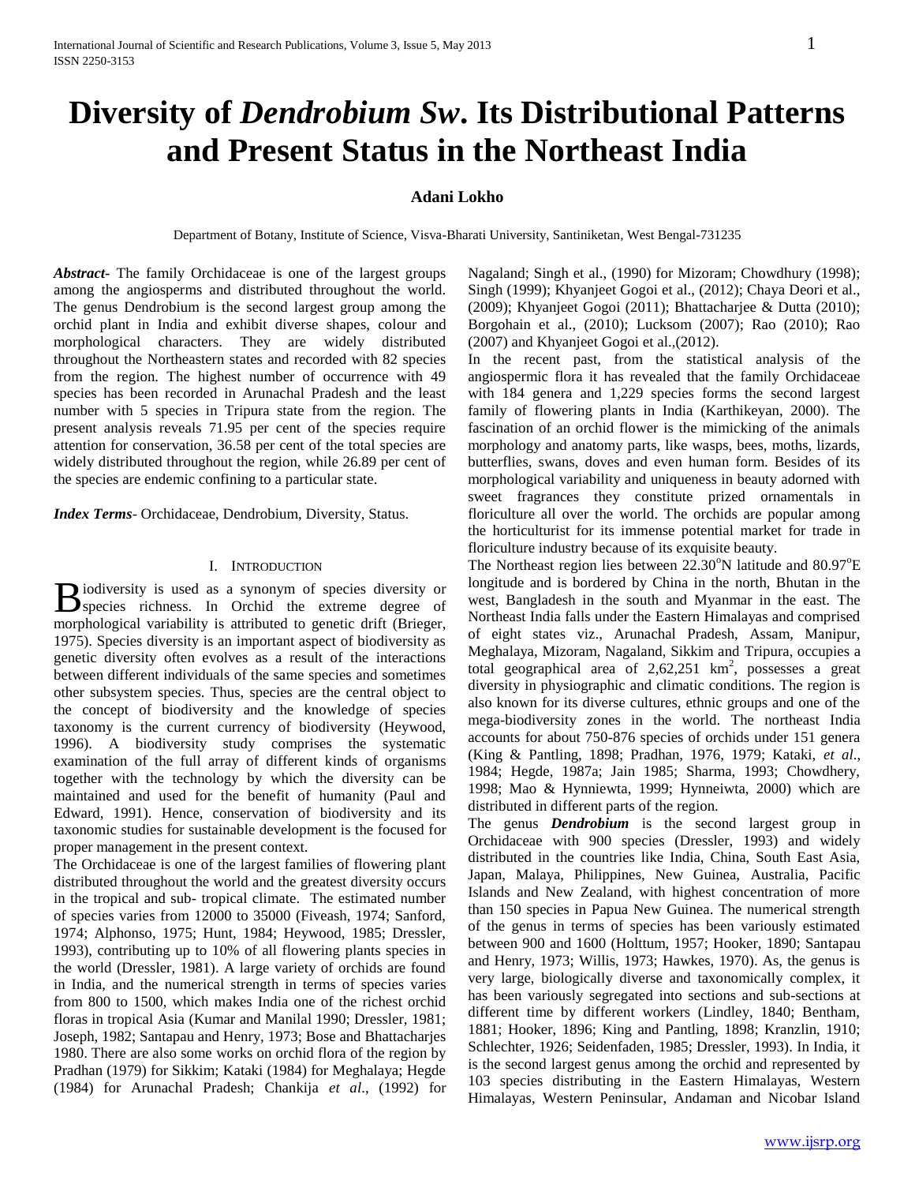# Diversity of *Dendrobium Sw*. Its Distributional Patterns and Present Status in the Northeast India

**Adani Lokho**

Department of Botany, Institute of Science, Visva-Bharati University, Santiniketan, West Bengal-731235

***Abstract***- The family Orchidaceae is one of the largest groups among the angiosperms and distributed throughout the world. The genus Dendrobium is the second largest group among the orchid plant in India and exhibit diverse shapes, colour and morphological characters. They are widely distributed throughout the Northeastern states and recorded with 82 species from the region. The highest number of occurrence with 49 species has been recorded in Arunachal Pradesh and the least number with 5 species in Tripura state from the region. The present analysis reveals 71.95 per cent of the species require attention for conservation, 36.58 per cent of the total species are widely distributed throughout the region, while 26.89 per cent of the species are endemic confining to a particular state.

***Index Terms***- Orchidaceae, Dendrobium, Diversity, Status.

## I. Introduction

Biodiversity is used as a synonym of species diversity or species richness. In Orchid the extreme degree of morphological variability is attributed to genetic drift (Brieger, 1975). Species diversity is an important aspect of biodiversity as genetic diversity often evolves as a result of the interactions between different individuals of the same species and sometimes other subsystem species. Thus, species are the central object to the concept of biodiversity and the knowledge of species taxonomy is the current currency of biodiversity (Heywood, 1996). A biodiversity study comprises the systematic examination of the full array of different kinds of organisms together with the technology by which the diversity can be maintained and used for the benefit of humanity (Paul and Edward, 1991). Hence, conservation of biodiversity and its taxonomic studies for sustainable development is the focused for proper management in the present context.

The Orchidaceae is one of the largest families of flowering plant distributed throughout the world and the greatest diversity occurs in the tropical and sub- tropical climate. The estimated number of species varies from 12000 to 35000 (Fiveash, 1974; Sanford, 1974; Alphonso, 1975; Hunt, 1984; Heywood, 1985; Dressler, 1993), contributing up to 10% of all flowering plants species in the world (Dressler, 1981). A large variety of orchids are found in India, and the numerical strength in terms of species varies from 800 to 1500, which makes India one of the richest orchid floras in tropical Asia (Kumar and Manilal 1990; Dressler, 1981; Joseph, 1982; Santapau and Henry, 1973; Bose and Bhattacharjes 1980. There are also some works on orchid flora of the region by Pradhan (1979) for Sikkim; Kataki (1984) for Meghalaya; Hegde (1984) for Arunachal Pradesh; Chankija *et al*., (1992) for Nagaland; Singh et al., (1990) for Mizoram; Chowdhury (1998); Singh (1999); Khyanjeet Gogoi et al., (2012); Chaya Deori et al., (2009); Khyanjeet Gogoi (2011); Bhattacharjee & Dutta (2010); Borgohain et al., (2010); Lucksom (2007); Rao (2010); Rao (2007) and Khyanjeet Gogoi et al.,(2012).

In the recent past, from the statistical analysis of the angiospermic flora it has revealed that the family Orchidaceae with 184 genera and 1,229 species forms the second largest family of flowering plants in India (Karthikeyan, 2000). The fascination of an orchid flower is the mimicking of the animals morphology and anatomy parts, like wasps, bees, moths, lizards, butterflies, swans, doves and even human form. Besides of its morphological variability and uniqueness in beauty adorned with sweet fragrances they constitute prized ornamentals in floriculture all over the world. The orchids are popular among the horticulturist for its immense potential market for trade in floriculture industry because of its exquisite beauty.

The Northeast region lies between 22.30°N latitude and 80.97°E longitude and is bordered by China in the north, Bhutan in the west, Bangladesh in the south and Myanmar in the east. The Northeast India falls under the Eastern Himalayas and comprised of eight states viz., Arunachal Pradesh, Assam, Manipur, Meghalaya, Mizoram, Nagaland, Sikkim and Tripura, occupies a total geographical area of 2,62,251 km$^2$, possesses a great diversity in physiographic and climatic conditions. The region is also known for its diverse cultures, ethnic groups and one of the mega-biodiversity zones in the world. The northeast India accounts for about 750-876 species of orchids under 151 genera (King & Pantling, 1898; Pradhan, 1976, 1979; Kataki, *et al*., 1984; Hegde, 1987a; Jain 1985; Sharma, 1993; Chowdhery, 1998; Mao & Hynniewta, 1999; Hynneiwta, 2000) which are distributed in different parts of the region.

The genus ***Dendrobium*** is the second largest group in Orchidaceae with 900 species (Dressler, 1993) and widely distributed in the countries like India, China, South East Asia, Japan, Malaya, Philippines, New Guinea, Australia, Pacific Islands and New Zealand, with highest concentration of more than 150 species in Papua New Guinea. The numerical strength of the genus in terms of species has been variously estimated between 900 and 1600 (Holttum, 1957; Hooker, 1890; Santapau and Henry, 1973; Willis, 1973; Hawkes, 1970). As, the genus is very large, biologically diverse and taxonomically complex, it has been variously segregated into sections and sub-sections at different time by different workers (Lindley, 1840; Bentham, 1881; Hooker, 1896; King and Pantling, 1898; Kranzlin, 1910; Schlechter, 1926; Seidenfaden, 1985; Dressler, 1993). In India, it is the second largest genus among the orchid and represented by 103 species distributing in the Eastern Himalayas, Western Himalayas, Western Peninsular, Andaman and Nicobar Island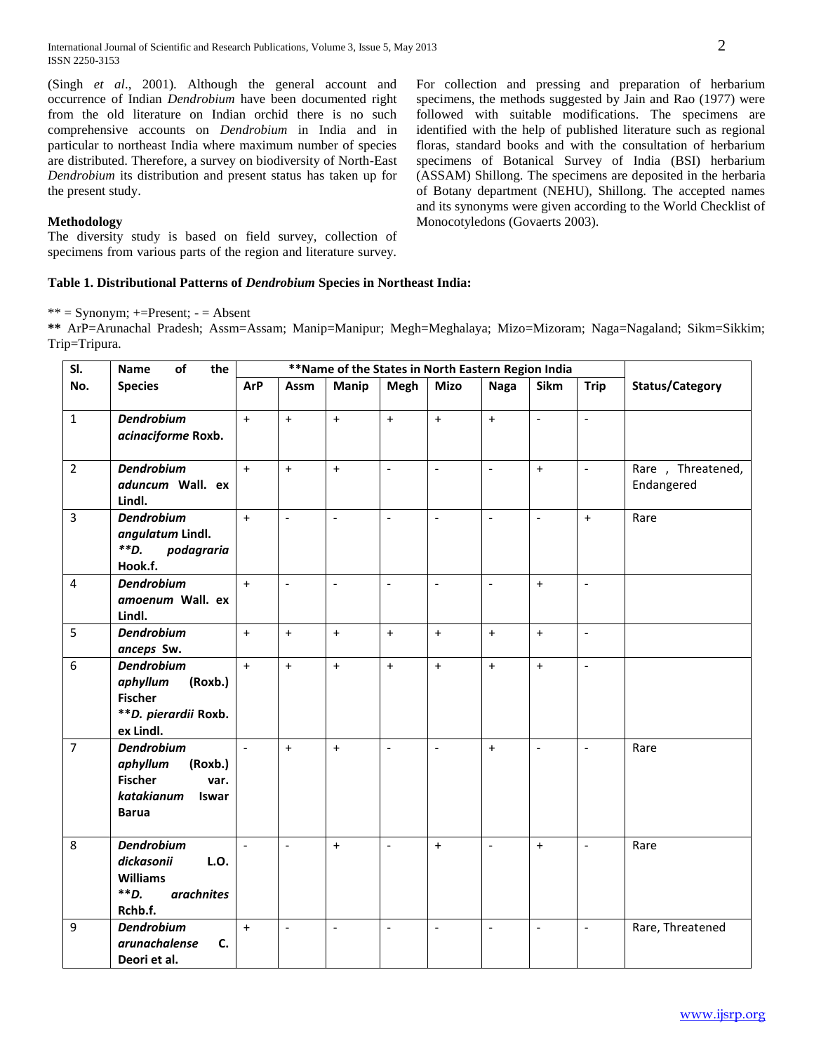(Singh *et al*., 2001). Although the general account and occurrence of Indian *Dendrobium* have been documented right from the old literature on Indian orchid there is no such comprehensive accounts on *Dendrobium* in India and in particular to northeast India where maximum number of species are distributed. Therefore, a survey on biodiversity of North-East *Dendrobium* its distribution and present status has taken up for the present study.

**Methodology**

The diversity study is based on field survey, collection of specimens from various parts of the region and literature survey. For collection and pressing and preparation of herbarium specimens, the methods suggested by Jain and Rao (1977) were followed with suitable modifications. The specimens are identified with the help of published literature such as regional floras, standard books and with the consultation of herbarium specimens of Botanical Survey of India (BSI) herbarium (ASSAM) Shillong. The specimens are deposited in the herbaria of Botany department (NEHU), Shillong. The accepted names and its synonyms were given according to the World Checklist of Monocotyledons (Govaerts 2003).

**Table 1. Distributional Patterns of *Dendrobium* Species in Northeast India:**

** = Synonym; +=Present; - = Absent

**\*\*** ArP=Arunachal Pradesh; Assm=Assam; Manip=Manipur; Megh=Meghalaya; Mizo=Mizoram; Naga=Nagaland; Sikm=Sikkim; Trip=Tripura.

| Sl. No. | Name of the Species | **Name of the States in North Eastern Region India | | | | | | | | Status/Category |
|---|---|---|---|---|---|---|---|---|---|---|
| | | ArP | Assm | Manip | Megh | Mizo | Naga | Sikm | Trip | |
| 1 | ***Dendrobium acinaciforme* Roxb.** | + | + | + | + | + | + | - | - | |
| 2 | ***Dendrobium aduncum* Wall. ex Lindl.** | + | + | + | - | - | - | + | - | Rare , Threatened, Endangered |
| 3 | ***Dendrobium angulatum* Lindl. \*\**D. podagraria* Hook.f.** | + | - | - | - | - | - | - | + | Rare |
| 4 | ***Dendrobium amoenum* Wall. ex Lindl.** | + | - | - | - | - | - | + | - | |
| 5 | ***Dendrobium anceps* Sw.** | + | + | + | + | + | + | + | - | |
| 6 | ***Dendrobium aphyllum* (Roxb.) Fischer \*\**D. pierardii* Roxb. ex Lindl.** | + | + | + | + | + | + | + | - | |
| 7 | ***Dendrobium aphyllum* (Roxb.) Fischer var. *katakianum* Iswar Barua** | - | + | + | - | - | + | - | - | Rare |
| 8 | ***Dendrobium dickasonii* L.O. Williams \*\**D. arachnites* Rchb.f.** | - | - | + | - | + | - | + | - | Rare |
| 9 | ***Dendrobium arunachalense* C. Deori et al.** | + | - | - | - | - | - | - | - | Rare, Threatened |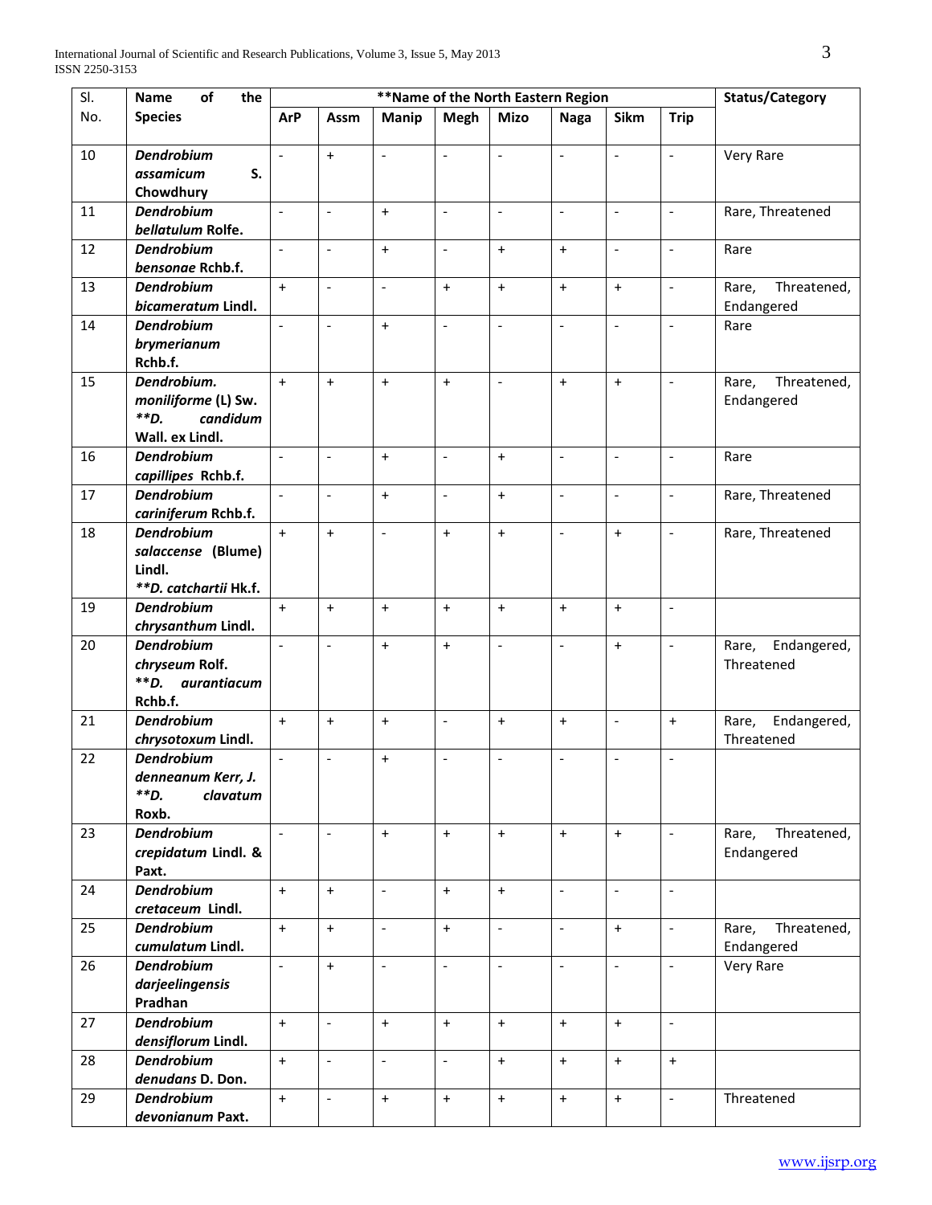| Sl. No. | Name of the Species | **Name of the North Eastern Region | | | | | | | | Status/Category |
|---|---|---|---|---|---|---|---|---|---|---|
| | | ArP | Assm | Manip | Megh | Mizo | Naga | Sikm | Trip | |
| 10 | ***Dendrobium assamicum* S. Chowdhury** | - | + | - | - | - | - | - | - | Very Rare |
| 11 | ***Dendrobium bellatulum* Rolfe.** | - | - | + | - | - | - | - | - | Rare, Threatened |
| 12 | ***Dendrobium bensonae* Rchb.f.** | - | - | + | - | + | + | - | - | Rare |
| 13 | ***Dendrobium bicameratum* Lindl.** | + | - | - | + | + | + | + | - | Rare, Threatened, Endangered |
| 14 | ***Dendrobium brymerianum* Rchb.f.** | - | - | + | - | - | - | - | - | Rare |
| 15 | ***Dendrobium. moniliforme* (L) Sw. *\*\*D. candidum* Wall. ex Lindl.** | + | + | + | + | - | + | + | - | Rare, Threatened, Endangered |
| 16 | ***Dendrobium capillipes* Rchb.f.** | - | - | + | - | + | - | - | - | Rare |
| 17 | ***Dendrobium cariniferum* Rchb.f.** | - | - | + | - | + | - | - | - | Rare, Threatened |
| 18 | ***Dendrobium salaccense* (Blume) Lindl. *\*\*D. catchartii* Hk.f.** | + | + | - | + | + | - | + | - | Rare, Threatened |
| 19 | ***Dendrobium chrysanthum* Lindl.** | + | + | + | + | + | + | + | - | |
| 20 | ***Dendrobium chryseum* Rolf. *\*\*D. aurantiacum* Rchb.f.** | - | - | + | + | - | - | + | - | Rare, Endangered, Threatened |
| 21 | ***Dendrobium chrysotoxum* Lindl.** | + | + | + | - | + | + | - | + | Rare, Endangered, Threatened |
| 22 | ***Dendrobium denneanum Kerr, J. \*\*D. clavatum* Roxb.** | - | - | + | - | - | - | - | - | |
| 23 | ***Dendrobium crepidatum* Lindl. & Paxt.** | - | - | + | + | + | + | + | - | Rare, Threatened, Endangered |
| 24 | ***Dendrobium cretaceum* Lindl.** | + | + | - | + | + | - | - | - | |
| 25 | ***Dendrobium cumulatum* Lindl.** | + | + | - | + | - | - | + | - | Rare, Threatened, Endangered |
| 26 | ***Dendrobium darjeelingensis* Pradhan** | - | + | - | - | - | - | - | - | Very Rare |
| 27 | ***Dendrobium densiflorum* Lindl.** | + | - | + | + | + | + | + | - | |
| 28 | ***Dendrobium denudans* D. Don.** | + | - | - | - | + | + | + | + | |
| 29 | ***Dendrobium devonianum* Paxt.** | + | - | + | + | + | + | + | - | Threatened |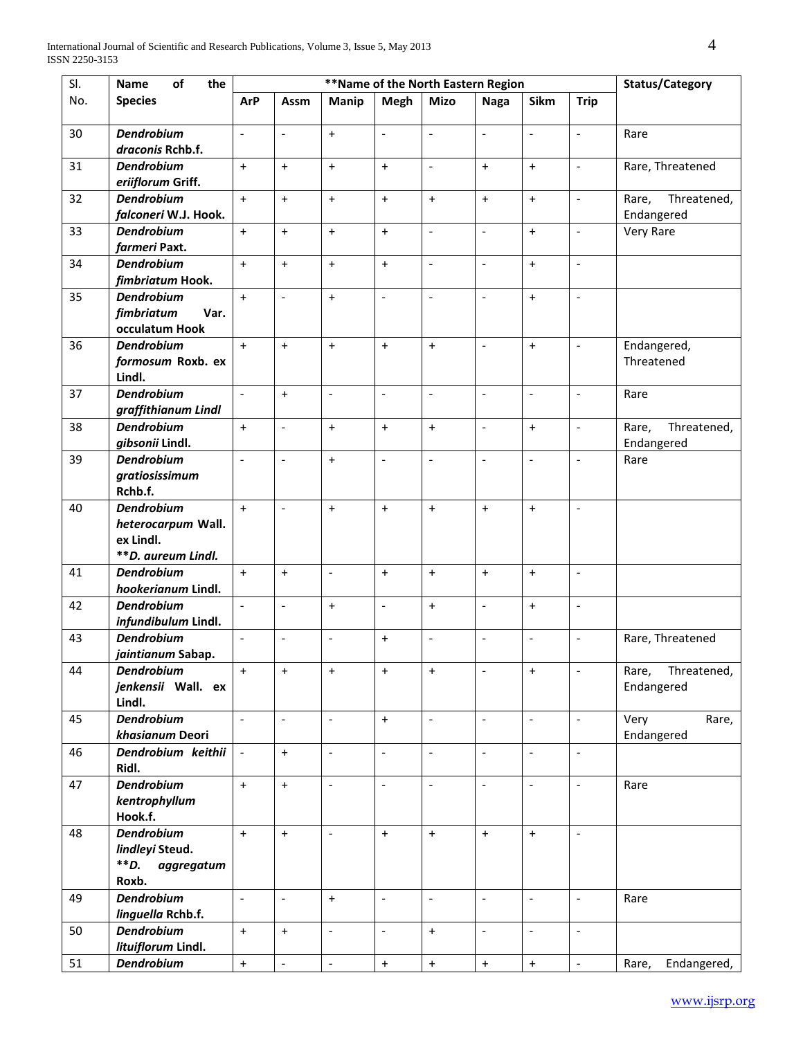| Sl. No. | Name of the Species | **Name of the North Eastern Region | | | | | | | | Status/Category |
|---|---|---|---|---|---|---|---|---|---|---|
| | | ArP | Assm | Manip | Megh | Mizo | Naga | Sikm | Trip | |
| 30 | ***Dendrobium draconis*** **Rchb.f.** | - | - | + | - | - | - | - | - | Rare |
| 31 | ***Dendrobium eriiflorum*** **Griff.** | + | + | + | + | - | + | + | - | Rare, Threatened |
| 32 | ***Dendrobium falconeri*** **W.J. Hook.** | + | + | + | + | + | + | + | - | Rare, Threatened, Endangered |
| 33 | ***Dendrobium farmeri*** **Paxt.** | + | + | + | + | - | - | + | - | Very Rare |
| 34 | ***Dendrobium fimbriatum*** **Hook.** | + | + | + | + | - | - | + | - | |
| 35 | ***Dendrobium fimbriatum*** **Var. occulatum Hook** | + | - | + | - | - | - | + | - | |
| 36 | ***Dendrobium formosum*** **Roxb. ex Lindl.** | + | + | + | + | + | - | + | - | Endangered, Threatened |
| 37 | ***Dendrobium graffithianum Lindl*** | - | + | - | - | - | - | - | - | Rare |
| 38 | ***Dendrobium gibsonii*** **Lindl.** | + | - | + | + | + | - | + | - | Rare, Threatened, Endangered |
| 39 | ***Dendrobium gratiosissimum*** **Rchb.f.** | - | - | + | - | - | - | - | - | Rare |
| 40 | ***Dendrobium heterocarpum*** **Wall. ex Lindl. *\*\*D. aureum Lindl.*** | + | - | + | + | + | + | + | - | |
| 41 | ***Dendrobium hookerianum*** **Lindl.** | + | + | - | + | + | + | + | - | |
| 42 | ***Dendrobium infundibulum*** **Lindl.** | - | - | + | - | + | - | + | - | |
| 43 | ***Dendrobium jaintianum*** **Sabap.** | - | - | - | + | - | - | - | - | Rare, Threatened |
| 44 | ***Dendrobium jenkensii*** **Wall. ex Lindl.** | + | + | + | + | + | - | + | - | Rare, Threatened, Endangered |
| 45 | ***Dendrobium khasianum*** **Deori** | - | - | - | + | - | - | - | - | Very Rare, Endangered |
| 46 | ***Dendrobium keithii*** **Ridl.** | - | + | - | - | - | - | - | - | |
| 47 | ***Dendrobium kentrophyllum*** **Hook.f.** | + | + | - | - | - | - | - | - | Rare |
| 48 | ***Dendrobium lindleyi*** **Steud. *\*\*D. aggregatum* Roxb.** | + | + | - | + | + | + | + | - | |
| 49 | ***Dendrobium linguella*** **Rchb.f.** | - | - | + | - | - | - | - | - | Rare |
| 50 | ***Dendrobium lituiflorum*** **Lindl.** | + | + | - | - | + | - | - | - | |
| 51 | ***Dendrobium*** | + | - | - | + | + | + | + | - | Rare, Endangered, |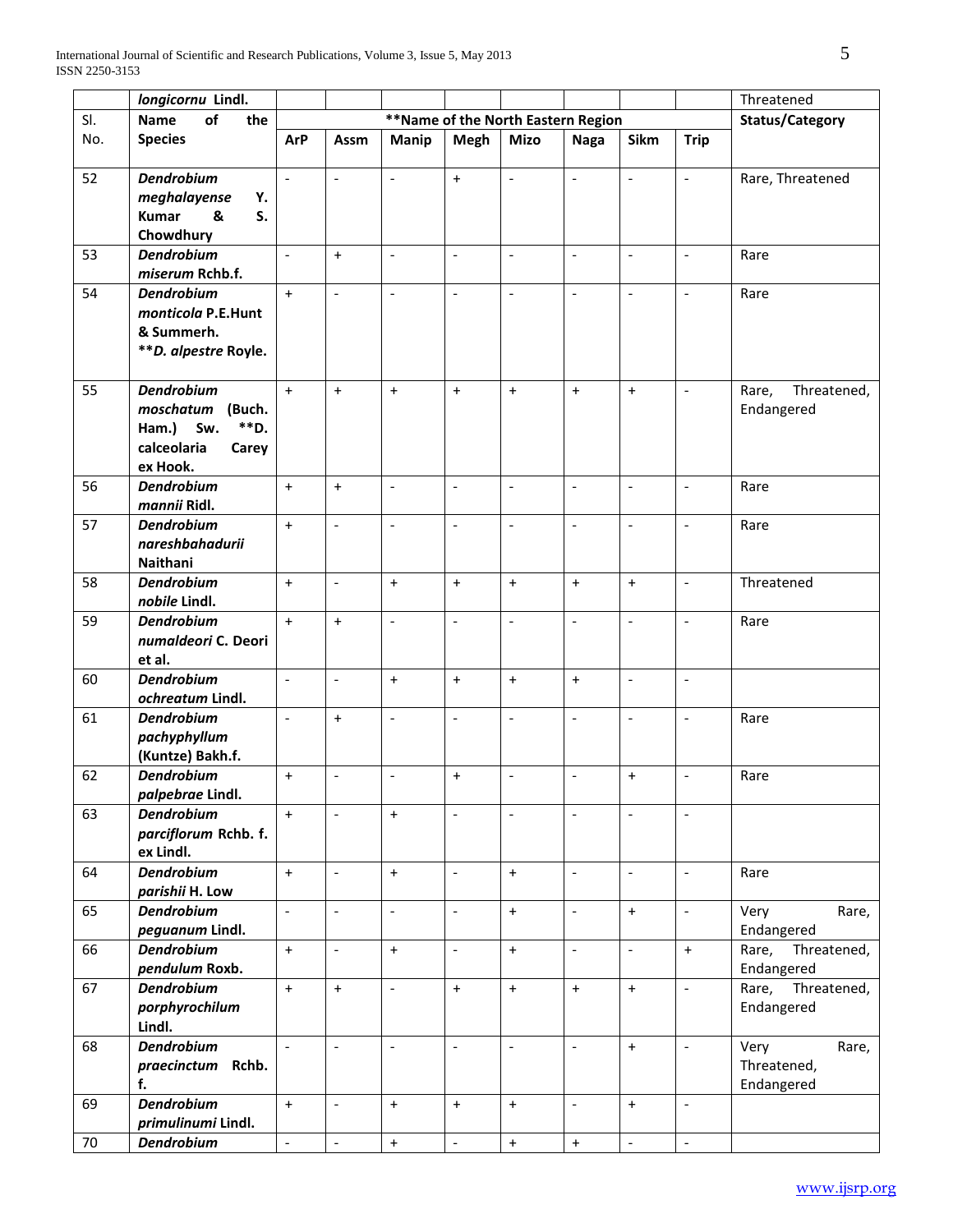| Sl. No. | Name of the Species | **Name of the North Eastern Region | | | | | | | | Status/Category |
|---|---|---|---|---|---|---|---|---|---|---|
| | | ArP | Assm | Manip | Megh | Mizo | Naga | Sikm | Trip | |
| | ***longicornu*** **Lindl.** | | | | | | | | | Threatened |
| 52 | ***Dendrobium meghalayense*** **Y. Kumar & S. Chowdhury** | - | - | - | + | - | - | - | - | Rare, Threatened |
| 53 | ***Dendrobium miserum*** **Rchb.f.** | - | + | - | - | - | - | - | - | Rare |
| 54 | ***Dendrobium monticola*** **P.E.Hunt & Summerh. \*\*D. alpestre Royle.** | + | - | - | - | - | - | - | - | Rare |
| 55 | ***Dendrobium moschatum*** **(Buch. Ham.) Sw. \*\*D. calceolaria Carey ex Hook.** | + | + | + | + | + | + | + | - | Rare, Threatened, Endangered |
| 56 | ***Dendrobium mannii*** **Ridl.** | + | + | - | - | - | - | - | - | Rare |
| 57 | ***Dendrobium nareshbahadurii*** **Naithani** | + | - | - | - | - | - | - | - | Rare |
| 58 | ***Dendrobium nobile*** **Lindl.** | + | - | + | + | + | + | + | - | Threatened |
| 59 | ***Dendrobium numaldeori*** **C. Deori et al.** | + | + | - | - | - | - | - | - | Rare |
| 60 | ***Dendrobium ochreatum*** **Lindl.** | - | - | + | + | + | + | - | - | |
| 61 | ***Dendrobium pachyphyllum*** **(Kuntze) Bakh.f.** | - | + | - | - | - | - | - | - | Rare |
| 62 | ***Dendrobium palpebrae*** **Lindl.** | + | - | - | + | - | - | + | - | Rare |
| 63 | ***Dendrobium parciflorum*** **Rchb. f. ex Lindl.** | + | - | + | - | - | - | - | - | |
| 64 | ***Dendrobium parishii*** **H. Low** | + | - | + | - | + | - | - | - | Rare |
| 65 | ***Dendrobium peguanum*** **Lindl.** | - | - | - | - | + | - | + | - | Very Rare, Endangered |
| 66 | ***Dendrobium pendulum*** **Roxb.** | + | - | + | - | + | - | - | + | Rare, Threatened, Endangered |
| 67 | ***Dendrobium porphyrochilum*** **Lindl.** | + | + | - | + | + | + | + | - | Rare, Threatened, Endangered |
| 68 | ***Dendrobium praecinctum*** **Rchb. f.** | - | - | - | - | - | - | + | - | Very Rare, Threatened, Endangered |
| 69 | ***Dendrobium primulinumi*** **Lindl.** | + | - | + | + | + | - | + | - | |
| 70 | ***Dendrobium*** | - | - | + | - | + | + | - | - | |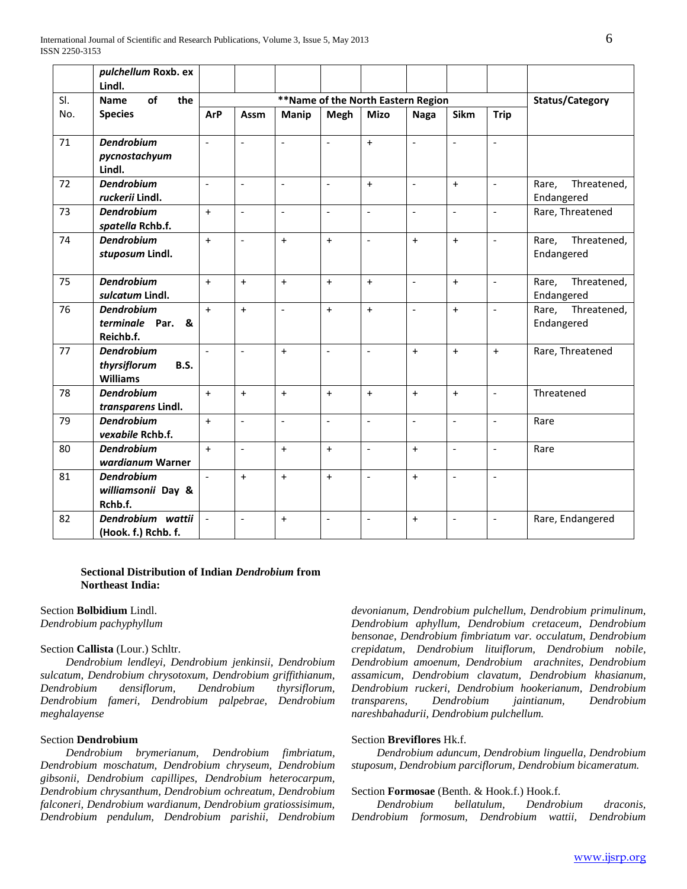| Sl. No. | Name of the Species | **Name of the North Eastern Region | | | | | | | | Status/Category |
|---|---|---|---|---|---|---|---|---|---|---|
| | *pulchellum* Roxb. ex Lindl. | | | | | | | | | |
| | | ArP | Assm | Manip | Megh | Mizo | Naga | Sikm | Trip | |
| 71 | *Dendrobium pycnostachyum* Lindl. | - | - | - | - | + | - | - | - | |
| 72 | *Dendrobium ruckerii* Lindl. | - | - | - | - | + | - | + | - | Rare, Threatened, Endangered |
| 73 | *Dendrobium spatella* Rchb.f. | + | - | - | - | - | - | - | - | Rare, Threatened |
| 74 | *Dendrobium stuposum* Lindl. | + | - | + | + | - | + | + | - | Rare, Threatened, Endangered |
| 75 | *Dendrobium sulcatum* Lindl. | + | + | + | + | + | - | + | - | Rare, Threatened, Endangered |
| 76 | *Dendrobium terminale* Par. & Reichb.f. | + | + | - | + | + | - | + | - | Rare, Threatened, Endangered |
| 77 | *Dendrobium thyrsiflorum* B.S. Williams | - | - | + | - | - | + | + | + | Rare, Threatened |
| 78 | *Dendrobium transparens* Lindl. | + | + | + | + | + | + | + | - | Threatened |
| 79 | *Dendrobium vexabile* Rchb.f. | + | - | - | - | - | - | - | - | Rare |
| 80 | *Dendrobium wardianum* Warner | + | - | + | + | - | + | - | - | Rare |
| 81 | *Dendrobium williamsonii* Day & Rchb.f. | - | + | + | + | - | + | - | - | |
| 82 | *Dendrobium wattii* (Hook. f.) Rchb. f. | - | - | + | - | - | + | - | - | Rare, Endangered |

**Sectional Distribution of Indian *Dendrobium* from Northeast India:**

Section **Bolbidium** Lindl.
*Dendrobium pachyphyllum*

Section **Callista** (Lour.) Schltr.
*Dendrobium lendleyi, Dendrobium jenkinsii, Dendrobium sulcatum, Dendrobium chrysotoxum, Dendrobium griffithianum, Dendrobium densiflorum, Dendrobium thyrsiflorum, Dendrobium fameri, Dendrobium palpebrae, Dendrobium meghalayense*

Section **Dendrobium**
*Dendrobium brymerianum, Dendrobium fimbriatum, Dendrobium moschatum, Dendrobium chryseum, Dendrobium gibsonii, Dendrobium capillipes, Dendrobium heterocarpum, Dendrobium chrysanthum, Dendrobium ochreatum, Dendrobium falconeri, Dendrobium wardianum, Dendrobium gratiossisimum, Dendrobium pendulum, Dendrobium parishii, Dendrobium devonianum, Dendrobium pulchellum, Dendrobium primulinum, Dendrobium aphyllum, Dendrobium cretaceum, Dendrobium bensonae, Dendrobium fimbriatum var. occulatum, Dendrobium crepidatum, Dendrobium lituiflorum, Dendrobium nobile, Dendrobium amoenum, Dendrobium arachnites, Dendrobium assamicum, Dendrobium clavatum, Dendrobium khasianum, Dendrobium ruckeri, Dendrobium hookerianum, Dendrobium transparens, Dendrobium jaintianum, Dendrobium nareshbahadurii, Dendrobium pulchellum.*

Section **Breviflores** Hk.f.
*Dendrobium aduncum, Dendrobium linguella, Dendrobium stuposum, Dendrobium parciflorum, Dendrobium bicameratum.*

Section **Formosae** (Benth. & Hook.f.) Hook.f.
*Dendrobium bellatulum, Dendrobium draconis, Dendrobium formosum, Dendrobium wattii, Dendrobium*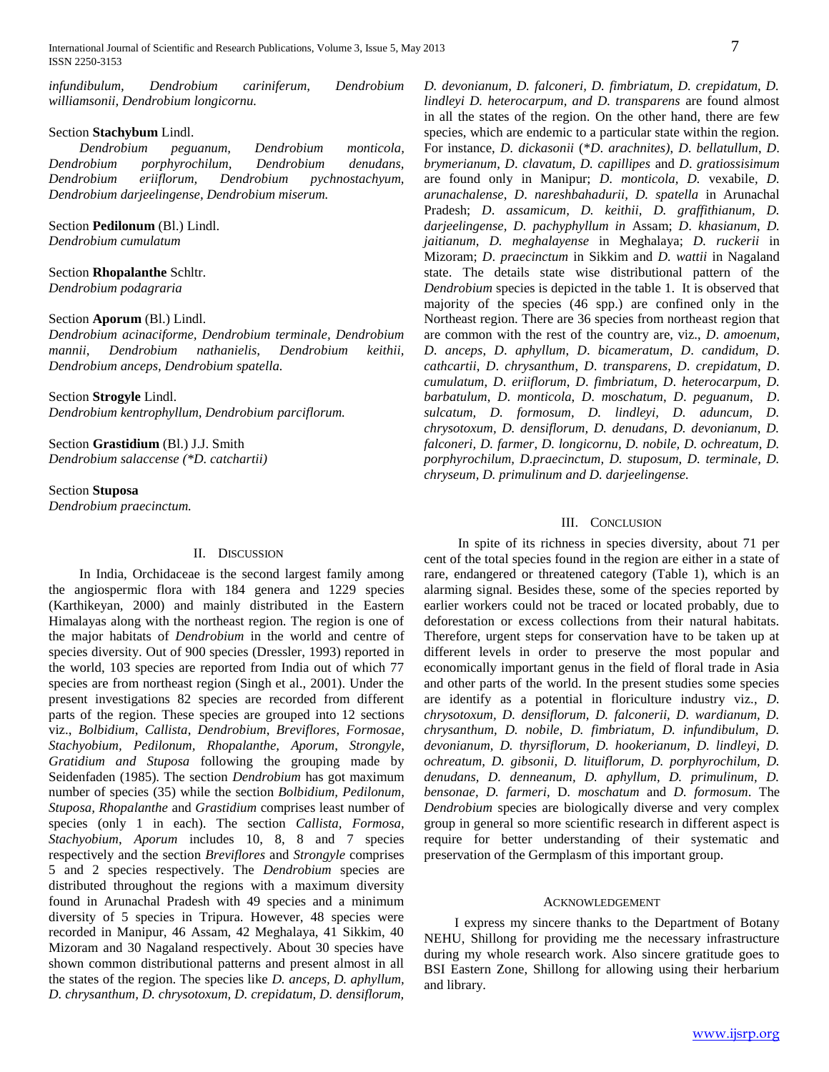*infundibulum, Dendrobium cariniferum, Dendrobium williamsonii, Dendrobium longicornu.*

Section **Stachybum** Lindl.

*Dendrobium peguanum, Dendrobium monticola, Dendrobium porphyrochilum, Dendrobium denudans, Dendrobium eriiflorum, Dendrobium pychnostachyum, Dendrobium darjeelingense, Dendrobium miserum.*

Section **Pedilonum** (Bl.) Lindl.
*Dendrobium cumulatum*

Section **Rhopalanthe** Schltr.
*Dendrobium podagraria*

Section **Aporum** (Bl.) Lindl.
*Dendrobium acinaciforme, Dendrobium terminale, Dendrobium mannii, Dendrobium nathanielis, Dendrobium keithii, Dendrobium anceps, Dendrobium spatella.*

Section **Strogyle** Lindl.
*Dendrobium kentrophyllum, Dendrobium parciflorum.*

Section **Grastidium** (Bl.) J.J. Smith
*Dendrobium salaccense (*D. catchartii)*

Section **Stuposa**
*Dendrobium praecinctum.*

## II. Discussion

In India, Orchidaceae is the second largest family among the angiospermic flora with 184 genera and 1229 species (Karthikeyan, 2000) and mainly distributed in the Eastern Himalayas along with the northeast region. The region is one of the major habitats of *Dendrobium* in the world and centre of species diversity. Out of 900 species (Dressler, 1993) reported in the world, 103 species are reported from India out of which 77 species are from northeast region (Singh et al., 2001). Under the present investigations 82 species are recorded from different parts of the region. These species are grouped into 12 sections viz., *Bolbidium, Callista, Dendrobium, Breviflores, Formosae, Stachyobium, Pedilonum, Rhopalanthe, Aporum, Strongyle, Gratidium and Stuposa* following the grouping made by Seidenfaden (1985). The section *Dendrobium* has got maximum number of species (35) while the section *Bolbidium, Pedilonum, Stuposa, Rhopalanthe* and *Grastidium* comprises least number of species (only 1 in each). The section *Callista, Formosa, Stachyobium, Aporum* includes 10, 8, 8 and 7 species respectively and the section *Breviflores* and *Strongyle* comprises 5 and 2 species respectively. The *Dendrobium* species are distributed throughout the regions with a maximum diversity found in Arunachal Pradesh with 49 species and a minimum diversity of 5 species in Tripura. However, 48 species were recorded in Manipur, 46 Assam, 42 Meghalaya, 41 Sikkim, 40 Mizoram and 30 Nagaland respectively. About 30 species have shown common distributional patterns and present almost in all the states of the region. The species like *D. anceps, D. aphyllum, D. chrysanthum, D. chrysotoxum, D. crepidatum, D. densiflorum, D. devonianum, D. falconeri, D. fimbriatum, D. crepidatum, D. lindleyi D. heterocarpum, and D. transparens* are found almost in all the states of the region. On the other hand, there are few species, which are endemic to a particular state within the region. For instance, *D. dickasonii* (**D. arachnites), D. bellatullum, D. brymerianum, D. clavatum, D. capillipes* and *D. gratiossisimum* are found only in Manipur; *D. monticola, D.* vexabile, *D. arunachalense, D. nareshbahadurii, D. spatella* in Arunachal Pradesh; *D. assamicum, D. keithii, D. graffithianum, D. darjeelingense, D. pachyphyllum in* Assam; *D. khasianum, D. jaitianum, D. meghalayense* in Meghalaya; *D. ruckerii* in Mizoram; *D. praecinctum* in Sikkim and *D. wattii* in Nagaland state. The details state wise distributional pattern of the *Dendrobium* species is depicted in the table 1. It is observed that majority of the species (46 spp.) are confined only in the Northeast region. There are 36 species from northeast region that are common with the rest of the country are, viz., *D. amoenum, D. anceps, D. aphyllum, D. bicameratum, D. candidum, D. cathcartii, D. chrysanthum, D. transparens, D. crepidatum, D. cumulatum, D. eriiflorum, D. fimbriatum, D. heterocarpum, D. barbatulum, D. monticola, D. moschatum, D. peguanum, D. sulcatum, D. formosum, D. lindleyi, D. aduncum, D. chrysotoxum, D. densiflorum, D. denudans, D. devonianum, D. falconeri, D. farmer, D. longicornu, D. nobile, D. ochreatum, D. porphyrochilum, D.praecinctum, D. stuposum, D. terminale, D. chryseum, D. primulinum and D. darjeelingense.*

## III. Conclusion

In spite of its richness in species diversity, about 71 per cent of the total species found in the region are either in a state of rare, endangered or threatened category (Table 1), which is an alarming signal. Besides these, some of the species reported by earlier workers could not be traced or located probably, due to deforestation or excess collections from their natural habitats. Therefore, urgent steps for conservation have to be taken up at different levels in order to preserve the most popular and economically important genus in the field of floral trade in Asia and other parts of the world. In the present studies some species are identify as a potential in floriculture industry viz., *D. chrysotoxum, D. densiflorum, D. falconerii, D. wardianum, D. chrysanthum, D. nobile, D. fimbriatum, D. infundibulum, D. devonianum, D. thyrsiflorum, D. hookerianum, D. lindleyi, D. ochreatum, D. gibsonii, D. lituiflorum, D. porphyrochilum, D. denudans, D. denneanum, D. aphyllum, D. primulinum, D. bensonae, D. farmeri,* D. *moschatum* and *D. formosum*. The *Dendrobium* species are biologically diverse and very complex group in general so more scientific research in different aspect is require for better understanding of their systematic and preservation of the Germplasm of this important group.

## Acknowledgement

I express my sincere thanks to the Department of Botany NEHU, Shillong for providing me the necessary infrastructure during my whole research work. Also sincere gratitude goes to BSI Eastern Zone, Shillong for allowing using their herbarium and library.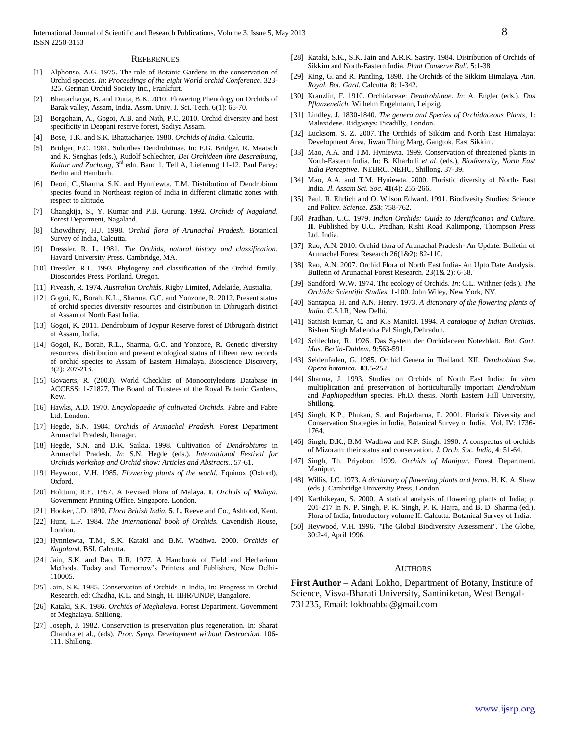## REFERENCES

[1] Alphonso, A.G. 1975. The role of Botanic Gardens in the conservation of Orchid species. *In*: *Proceedings of the eight World orchid Conference*. 323-325. German Orchid Society Inc., Frankfurt.

[2] Bhattacharya, B. and Dutta, B.K. 2010. Flowering Phenology on Orchids of Barak valley, Assam, India. Assm. Univ. J. Sci. Tech. 6(1): 66-70.

[3] Borgohain, A., Gogoi, A.B. and Nath, P.C. 2010. Orchid diversity and host specificity in Deopani reserve forest, Sadiya Assam.

[4] Bose, T.K. and S.K. Bhattacharjee. 1980. *Orchids of India.* Calcutta.

[5] Bridger, F.C. 1981. Subtribes Dendrobiinae. In: F.G. Bridger, R. Maatsch and K. Senghas (eds.), Rudolf Schlechter, *Dei Orchideen ihre Bescreibung, Kultur und Zuchung*, 3rd edn. Band 1, Tell A, Lieferung 11-12. Paul Parey: Berlin and Hamburh.

[6] Deori, C.,Sharma, S.K. and Hynniewta, T.M. Distribution of Dendrobium species found in Northeast region of India in different climatic zones with respect to altitude.

[7] Changkija, S., Y. Kumar and P.B. Gurung. 1992. *Orchids of Nagaland.* Forest Deparment, Nagaland.

[8] Chowdhery, H.J. 1998. *Orchid flora of Arunachal Pradesh*. Botanical Survey of India, Calcutta.

[9] Dressler, R. L. 1981. *The Orchids, natural history and classification*. Havard University Press. Cambridge, MA.

[10] Dressler, R.L. 1993. Phylogeny and classification of the Orchid family. Dioscorides Press. Portland. Oregon.

[11] Fiveash, R. 1974. *Australian Orchids*. Rigby Limited, Adelaide, Australia.

[12] Gogoi, K., Borah, K.L., Sharma, G.C. and Yonzone, R. 2012. Present status of orchid species diversity resources and distribution in Dibrugarh district of Assam of North East India.

[13] Gogoi, K. 2011. Dendrobium of Joypur Reserve forest of Dibrugarh district of Assam, India.

[14] Gogoi, K., Borah, R.L., Sharma, G.C. and Yonzone, R. Genetic diversity resources, distribution and present ecological status of fifteen new records of orchid species to Assam of Eastern Himalaya. Bioscience Discovery, 3(2): 207-213.

[15] Govaerts, R. (2003). World Checklist of Monocotyledons Database in ACCESS: 1-71827. The Board of Trustees of the Royal Botanic Gardens, Kew.

[16] Hawks, A.D. 1970. *Encyclopaedia of cultivated Orchids.* Fabre and Fabre Ltd. London.

[17] Hegde, S.N. 1984. *Orchids of Arunachal Pradesh.* Forest Department Arunachal Pradesh, Itanagar.

[18] Hegde, S.N. and D.K. Saikia. 1998. Cultivation of *Dendrobiums* in Arunachal Pradesh. *In*: S.N. Hegde (eds.). *International Festival for Orchids workshop and Orchid show: Articles and Abstracts.*. 57-61.

[19] Heywood, V.H. 1985. *Flowering plants of the world.* Equinox (Oxford), Oxford.

[20] Holttum, R.E. 1957. A Revised Flora of Malaya. **I**. *Orchids of Malaya.* Government Printing Office. Singapore. London.

[21] Hooker, J.D. 1890. *Flora British India.* **5**. L. Reeve and Co., Ashfood, Kent.

[22] Hunt, L.F. 1984. *The International book of Orchids.* Cavendish House, London.

[23] Hynniewta, T.M., S.K. Kataki and B.M. Wadhwa. 2000. *Orchids of Nagaland*. BSI. Calcutta.

[24] Jain, S.K. and Rao, R.R. 1977. A Handbook of Field and Herbarium Methods. Today and Tomorrow's Printers and Publishers, New Delhi-110005.

[25] Jain, S.K. 1985. Conservation of Orchids in India, In: Progress in Orchid Research, ed: Chadha, K.L. and Singh, H. IIHR/UNDP, Bangalore.

[26] Kataki, S.K. 1986. *Orchids of Meghalaya.* Forest Department. Government of Meghalaya. Shillong.

[27] Joseph, J. 1982. Conservation is preservation plus regeneration. In: Sharat Chandra et al., (eds). *Proc. Symp. Development without Destruction*. 106-111. Shillong.

[28] Kataki, S.K., S.K. Jain and A.R.K. Sastry. 1984. Distribution of Orchids of Sikkim and North-Eastern India. *Plant Conserve Bull.* **5**:1-38.

[29] King, G. and R. Pantling. 1898. The Orchids of the Sikkim Himalaya. *Ann. Royal. Bot. Gard.* Calcutta. **8**: 1-342.

[30] Kranzlin, F. 1910. Orchidaceae: *Dendrobiinae*. *In*: A. Engler (eds.). *Das Pflanzenelich.* Wilhelm Engelmann, Leipzig.

[31] Lindley, J. 1830-1840. *The genera and Species of Orchidaceous Plants*, **1**: Malaxideae. Ridgways: Picadilly, London.

[32] Lucksom, S. Z. 2007. The Orchids of Sikkim and North East Himalaya: Development Area, Jiwan Thing Marg, Gangtok, East Sikkim.

[33] Mao, A.A. and T.M. Hyniewta. 1999. Conservation of threatened plants in North-Eastern India. In: B. Kharbuli *et al*. (eds.), *Biodiversity, North East India Perceptive*. NEBRC, NEHU, Shillong. 37-39.

[34] Mao, A.A. and T.M. Hyniewta. 2000. Floristic diversity of North- East India. *Jl. Assam Sci. Soc.* **41**(4): 255-266.

[35] Paul, R. Ehrlich and O. Wilson Edward. 1991. Biodivesity Studies: Science and Policy. *Science*. **253**: 758-762.

[36] Pradhan, U.C. 1979. *Indian Orchids: Guide to Identification and Culture.* **II**. Published by U.C. Pradhan, Rishi Road Kalimpong, Thompson Press Ltd. India.

[37] Rao, A.N. 2010. Orchid flora of Arunachal Pradesh- An Update. Bulletin of Arunachal Forest Research 26(1&2): 82-110.

[38] Rao, A.N. 2007. Orchid Flora of North East India- An Upto Date Analysis. Bulletin of Arunachal Forest Research. 23(1& 2): 6-38.

[39] Sandford, W.W. 1974. The ecology of Orchids. *In*: C.L. Withner (eds.). *The Orchids: Scientific Studies.* 1-100. John Wiley, New York, NY.

[40] Santapua, H. and A.N. Henry. 1973. *A dictionary of the flowering plants of India.* C.S.I.R, New Delhi.

[41] Sathish Kumar, C. and K.S Manilal. 1994. *A catalogue of Indian Orchids*. Bishen Singh Mahendra Pal Singh, Dehradun.

[42] Schlechter, R. 1926. Das System der Orchidaceen Notezblatt. *Bot. Gart. Mus. Berlin-Dahlem.* **9**:563-591.

[43] Seidenfaden, G. 1985. Orchid Genera in Thailand. XII. *Dendrobium* Sw. *Opera botanica*. **83**.5-252.

[44] Sharma, J. 1993. Studies on Orchids of North East India: *In vitro* multiplication and preservation of horticulturally important *Dendrobium* and *Paphiopedilum* species. Ph.D. thesis. North Eastern Hill University, Shillong.

[45] Singh, K.P., Phukan, S. and Bujarbarua, P. 2001. Floristic Diversity and Conservation Strategies in India, Botanical Survey of India. Vol. IV: 1736-1764.

[46] Singh, D.K., B.M. Wadhwa and K.P. Singh. 1990. A conspectus of orchids of Mizoram: their status and conservation. *J. Orch. Soc. India*, **4**: 51-64.

[47] Singh, Th. Priyobor. 1999. *Orchids of Manipur*. Forest Department. Manipur.

[48] Willis, J.C. 1973. *A dictionary of flowering plants and ferns.* H. K. A. Shaw (eds.). Cambridge University Press, London.

[49] Karthikeyan, S. 2000. A statical analysis of flowering plants of India; p. 201-217 In N. P. Singh, P. K. Singh, P. K. Hajra, and B. D. Sharma (ed.). Flora of India, Introductory volume II. Calcutta: Botanical Survey of India.

[50] Heywood, V.H. 1996. "The Global Biodiversity Assessment". The Globe, 30:2-4, April 1996.

## AUTHORS

**First Author** – Adani Lokho, Department of Botany, Institute of Science, Visva-Bharati University, Santiniketan, West Bengal-731235, Email: lokhoabba@gmail.com